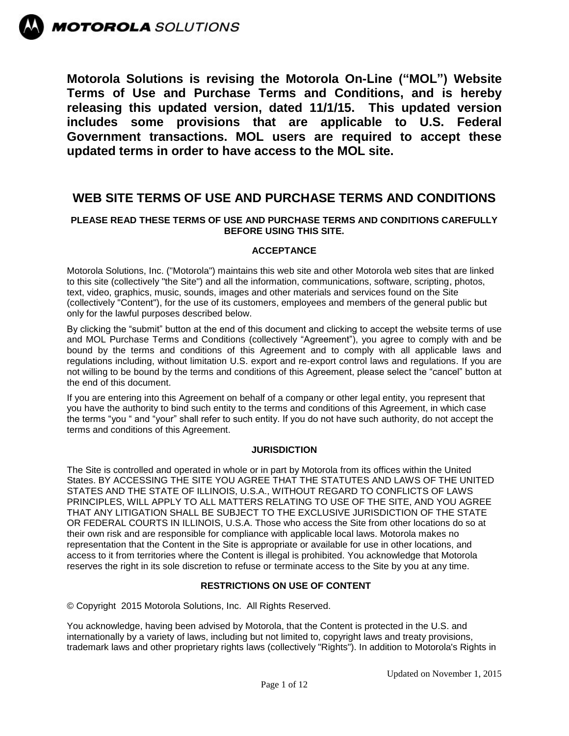**Motorola Solutions is revising the Motorola On-Line ("MOL") Website Terms of Use and Purchase Terms and Conditions, and is hereby releasing this updated version, dated 11/1/15. This updated version includes some provisions that are applicable to U.S. Federal Government transactions. MOL users are required to accept these updated terms in order to have access to the MOL site.**

# WEB SITE TERMS OF USE AND PURCHASE TERMS AND CONDITIONS

**PLEASE READ THESE TERMS OF USE AND PURCHASE TERMS AND CONDITIONS CAREFULLY BEFORE USING THIS SITE.**

## ACCEPTANCE

Motorola Solutions, Inc. ("Motorola") maintains this web site and other Motorola web sites that are linked to this site (collectively "the Site") and all the information, communications, software, scripting, photos, text, video, graphics, music, sounds, images and other materials and services found on the Site (collectively "Content"), for the use of its customers, employees and members of the general public but only for the lawful purposes described below.

By clicking the "submit" button at the end of this document and clicking to accept the website terms of use and MOL Purchase Terms and Conditions (collectively "Agreement"), you agree to comply with and be bound by the terms and conditions of this Agreement and to comply with all applicable laws and regulations including, without limitation U.S. export and re-export control laws and regulations. If you are not willing to be bound by the terms and conditions of this Agreement, please select the "cancel" button at the end of this document.

If you are entering into this Agreement on behalf of a company or other legal entity, you represent that you have the authority to bind such entity to the terms and conditions of this Agreement, in which case the terms "you " and "your" shall refer to such entity. If you do not have such authority, do not accept the terms and conditions of this Agreement.

## JURISDICTION

The Site is controlled and operated in whole or in part by Motorola from its offices within the United States. BY ACCESSING THE SITE YOU AGREE THAT THE STATUTES AND LAWS OF THE UNITED STATES AND THE STATE OF ILLINOIS, U.S.A., WITHOUT REGARD TO CONFLICTS OF LAWS PRINCIPLES, WILL APPLY TO ALL MATTERS RELATING TO USE OF THE SITE, AND YOU AGREE THAT ANY LITIGATION SHALL BE SUBJECT TO THE EXCLUSIVE JURISDICTION OF THE STATE OR FEDERAL COURTS IN ILLINOIS, U.S.A. Those who access the Site from other locations do so at their own risk and are responsible for compliance with applicable local laws. Motorola makes no representation that the Content in the Site is appropriate or available for use in other locations, and access to it from territories where the Content is illegal is prohibited. You acknowledge that Motorola reserves the right in its sole discretion to refuse or terminate access to the Site by you at any time.

## RESTRICTIONS ON USE OF CONTENT

© Copyright 2015 Motorola Solutions, Inc. All Rights Reserved.

You acknowledge, having been advised by Motorola, that the Content is protected in the U.S. and internationally by a variety of laws, including but not limited to, copyright laws and treaty provisions, trademark laws and other proprietary rights laws (collectively "Rights"). In addition to Motorola's Rights in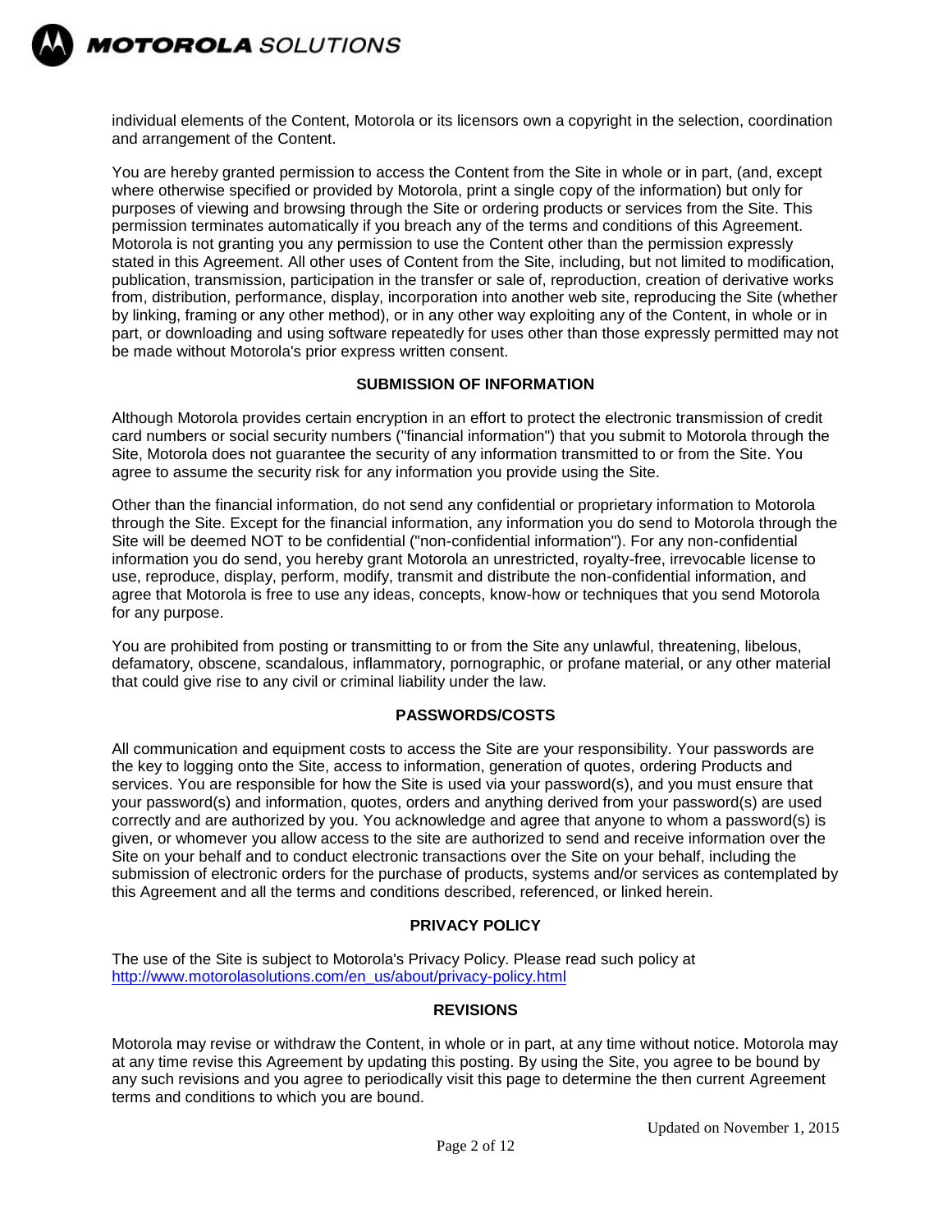individual elements of the Content, Motorola or its licensors own a copyright in the selection, coordination and arrangement of the Content.

You are hereby granted permission to access the Content from the Site in whole or in part, (and, except where otherwise specified or provided by Motorola, print a single copy of the information) but only for purposes of viewing and browsing through the Site or ordering products or services from the Site. This permission terminates automatically if you breach any of the terms and conditions of this Agreement. Motorola is not granting you any permission to use the Content other than the permission expressly stated in this Agreement. All other uses of Content from the Site, including, but not limited to modification, publication, transmission, participation in the transfer or sale of, reproduction, creation of derivative works from, distribution, performance, display, incorporation into another web site, reproducing the Site (whether by linking, framing or any other method), or in any other way exploiting any of the Content, in whole or in part, or downloading and using software repeatedly for uses other than those expressly permitted may not be made without Motorola's prior express written consent.

## SUBMISSION OF INFORMATION

Although Motorola provides certain encryption in an effort to protect the electronic transmission of credit card numbers or social security numbers ("financial information") that you submit to Motorola through the Site, Motorola does not guarantee the security of any information transmitted to or from the Site. You agree to assume the security risk for any information you provide using the Site.

Other than the financial information, do not send any confidential or proprietary information to Motorola through the Site. Except for the financial information, any information you do send to Motorola through the Site will be deemed NOT to be confidential ("non-confidential information"). For any non-confidential information you do send, you hereby grant Motorola an unrestricted, royalty-free, irrevocable license to use, reproduce, display, perform, modify, transmit and distribute the non-confidential information, and agree that Motorola is free to use any ideas, concepts, know-how or techniques that you send Motorola for any purpose.

You are prohibited from posting or transmitting to or from the Site any unlawful, threatening, libelous, defamatory, obscene, scandalous, inflammatory, pornographic, or profane material, or any other material that could give rise to any civil or criminal liability under the law.

## PASSWORDS/COSTS

All communication and equipment costs to access the Site are your responsibility. Your passwords are the key to logging onto the Site, access to information, generation of quotes, ordering Products and services. You are responsible for how the Site is used via your password(s), and you must ensure that your password(s) and information, quotes, orders and anything derived from your password(s) are used correctly and are authorized by you. You acknowledge and agree that anyone to whom a password(s) is given, or whomever you allow access to the site are authorized to send and receive information over the Site on your behalf and to conduct electronic transactions over the Site on your behalf, including the submission of electronic orders for the purchase of products, systems and/or services as contemplated by this Agreement and all the terms and conditions described, referenced, or linked herein.

## PRIVACY POLICY

The use of the Site is subject to Motorola's Privacy Policy. Please read such policy at http://www.motorolasolutions.com/en_us/about/privacy-policy.html

## REVISIONS

Motorola may revise or withdraw the Content, in whole or in part, at any time without notice. Motorola may at any time revise this Agreement by updating this posting. By using the Site, you agree to be bound by any such revisions and you agree to periodically visit this page to determine the then current Agreement terms and conditions to which you are bound.

Updated on November 1, 2015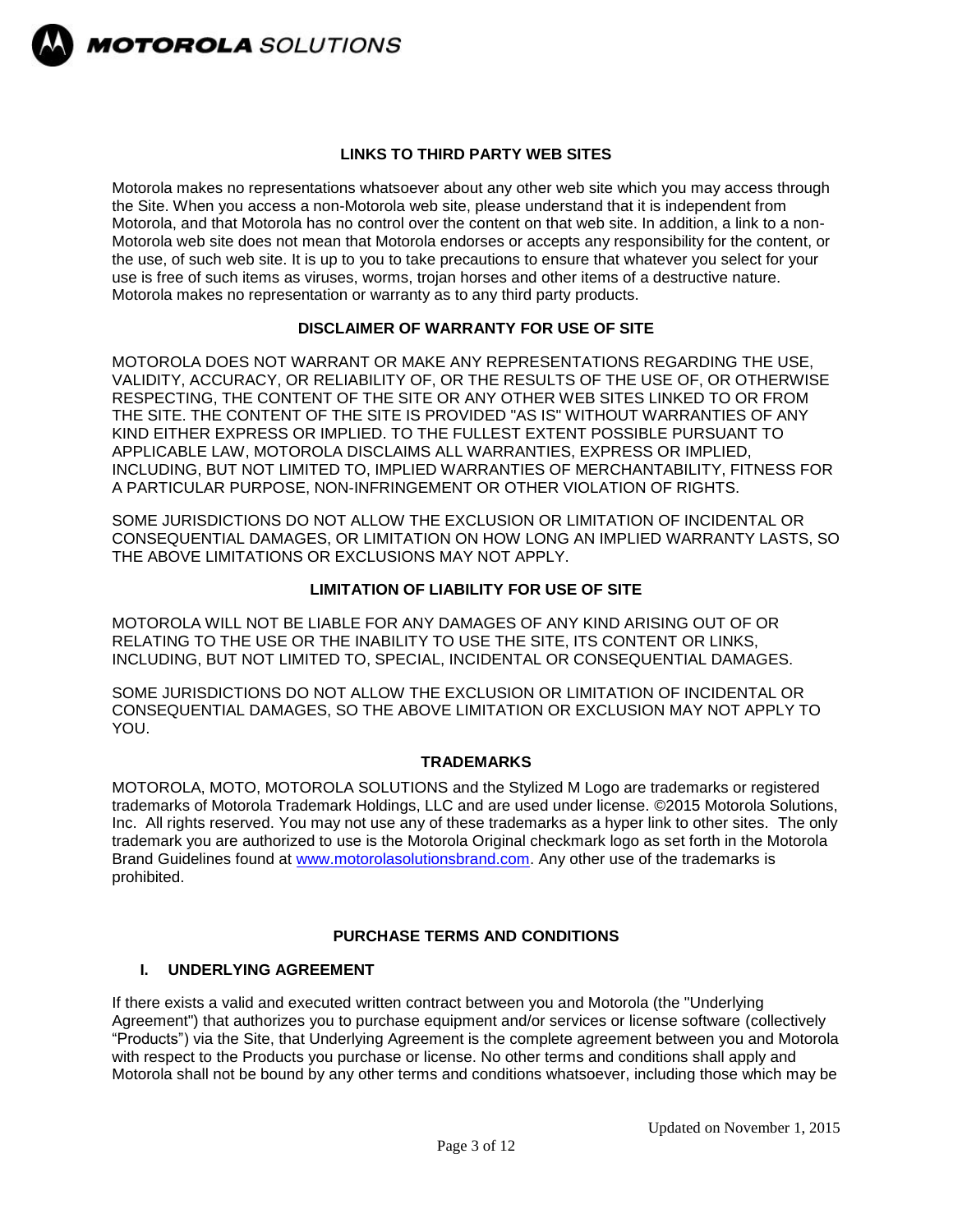## LINKS TO THIRD PARTY WEB SITES

Motorola makes no representations whatsoever about any other web site which you may access through the Site. When you access a non-Motorola web site, please understand that it is independent from Motorola, and that Motorola has no control over the content on that web site. In addition, a link to a non-Motorola web site does not mean that Motorola endorses or accepts any responsibility for the content, or the use, of such web site. It is up to you to take precautions to ensure that whatever you select for your use is free of such items as viruses, worms, trojan horses and other items of a destructive nature. Motorola makes no representation or warranty as to any third party products.

## DISCLAIMER OF WARRANTY FOR USE OF SITE

MOTOROLA DOES NOT WARRANT OR MAKE ANY REPRESENTATIONS REGARDING THE USE, VALIDITY, ACCURACY, OR RELIABILITY OF, OR THE RESULTS OF THE USE OF, OR OTHERWISE RESPECTING, THE CONTENT OF THE SITE OR ANY OTHER WEB SITES LINKED TO OR FROM THE SITE. THE CONTENT OF THE SITE IS PROVIDED "AS IS" WITHOUT WARRANTIES OF ANY KIND EITHER EXPRESS OR IMPLIED. TO THE FULLEST EXTENT POSSIBLE PURSUANT TO APPLICABLE LAW, MOTOROLA DISCLAIMS ALL WARRANTIES, EXPRESS OR IMPLIED, INCLUDING, BUT NOT LIMITED TO, IMPLIED WARRANTIES OF MERCHANTABILITY, FITNESS FOR A PARTICULAR PURPOSE, NON-INFRINGEMENT OR OTHER VIOLATION OF RIGHTS.

SOME JURISDICTIONS DO NOT ALLOW THE EXCLUSION OR LIMITATION OF INCIDENTAL OR CONSEQUENTIAL DAMAGES, OR LIMITATION ON HOW LONG AN IMPLIED WARRANTY LASTS, SO THE ABOVE LIMITATIONS OR EXCLUSIONS MAY NOT APPLY.

## LIMITATION OF LIABILITY FOR USE OF SITE

MOTOROLA WILL NOT BE LIABLE FOR ANY DAMAGES OF ANY KIND ARISING OUT OF OR RELATING TO THE USE OR THE INABILITY TO USE THE SITE, ITS CONTENT OR LINKS, INCLUDING, BUT NOT LIMITED TO, SPECIAL, INCIDENTAL OR CONSEQUENTIAL DAMAGES.

SOME JURISDICTIONS DO NOT ALLOW THE EXCLUSION OR LIMITATION OF INCIDENTAL OR CONSEQUENTIAL DAMAGES, SO THE ABOVE LIMITATION OR EXCLUSION MAY NOT APPLY TO YOU.

## TRADEMARKS

MOTOROLA, MOTO, MOTOROLA SOLUTIONS and the Stylized M Logo are trademarks or registered trademarks of Motorola Trademark Holdings, LLC and are used under license. ©2015 Motorola Solutions, Inc. All rights reserved. You may not use any of these trademarks as a hyper link to other sites. The only trademark you are authorized to use is the Motorola Original checkmark logo as set forth in the Motorola Brand Guidelines found at www.motorolasolutionsbrand.com. Any other use of the trademarks is prohibited.

## PURCHASE TERMS AND CONDITIONS

### I. UNDERLYING AGREEMENT

If there exists a valid and executed written contract between you and Motorola (the "Underlying Agreement") that authorizes you to purchase equipment and/or services or license software (collectively "Products") via the Site, that Underlying Agreement is the complete agreement between you and Motorola with respect to the Products you purchase or license. No other terms and conditions shall apply and Motorola shall not be bound by any other terms and conditions whatsoever, including those which may be

Updated on November 1, 2015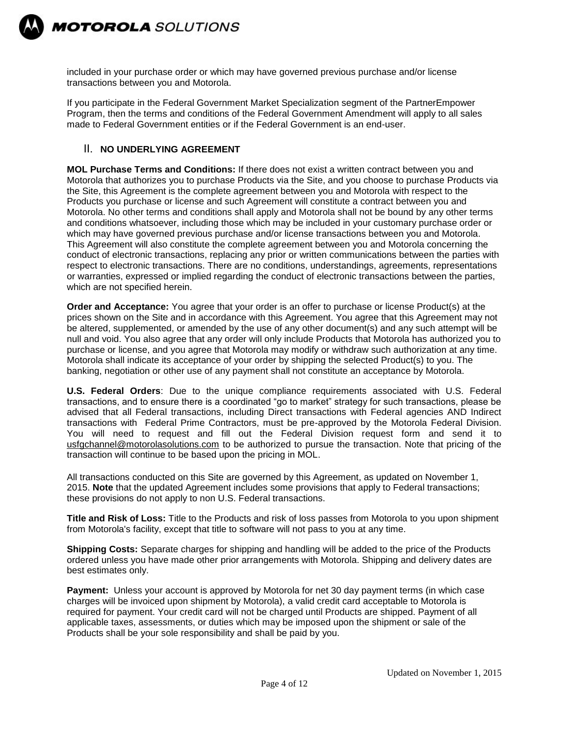included in your purchase order or which may have governed previous purchase and/or license transactions between you and Motorola.

If you participate in the Federal Government Market Specialization segment of the PartnerEmpower Program, then the terms and conditions of the Federal Government Amendment will apply to all sales made to Federal Government entities or if the Federal Government is an end-user.

## II. NO UNDERLYING AGREEMENT

**MOL Purchase Terms and Conditions:** If there does not exist a written contract between you and Motorola that authorizes you to purchase Products via the Site, and you choose to purchase Products via the Site, this Agreement is the complete agreement between you and Motorola with respect to the Products you purchase or license and such Agreement will constitute a contract between you and Motorola. No other terms and conditions shall apply and Motorola shall not be bound by any other terms and conditions whatsoever, including those which may be included in your customary purchase order or which may have governed previous purchase and/or license transactions between you and Motorola. This Agreement will also constitute the complete agreement between you and Motorola concerning the conduct of electronic transactions, replacing any prior or written communications between the parties with respect to electronic transactions. There are no conditions, understandings, agreements, representations or warranties, expressed or implied regarding the conduct of electronic transactions between the parties, which are not specified herein.

**Order and Acceptance:** You agree that your order is an offer to purchase or license Product(s) at the prices shown on the Site and in accordance with this Agreement. You agree that this Agreement may not be altered, supplemented, or amended by the use of any other document(s) and any such attempt will be null and void. You also agree that any order will only include Products that Motorola has authorized you to purchase or license, and you agree that Motorola may modify or withdraw such authorization at any time. Motorola shall indicate its acceptance of your order by shipping the selected Product(s) to you. The banking, negotiation or other use of any payment shall not constitute an acceptance by Motorola.

**U.S. Federal Orders**: Due to the unique compliance requirements associated with U.S. Federal transactions, and to ensure there is a coordinated "go to market" strategy for such transactions, please be advised that all Federal transactions, including Direct transactions with Federal agencies AND Indirect transactions with Federal Prime Contractors, must be pre-approved by the Motorola Federal Division. You will need to request and fill out the Federal Division request form and send it to usfgchannel@motorolasolutions.com to be authorized to pursue the transaction. Note that pricing of the transaction will continue to be based upon the pricing in MOL.

All transactions conducted on this Site are governed by this Agreement, as updated on November 1, 2015. **Note** that the updated Agreement includes some provisions that apply to Federal transactions; these provisions do not apply to non U.S. Federal transactions.

**Title and Risk of Loss:** Title to the Products and risk of loss passes from Motorola to you upon shipment from Motorola's facility, except that title to software will not pass to you at any time.

**Shipping Costs:** Separate charges for shipping and handling will be added to the price of the Products ordered unless you have made other prior arrangements with Motorola. Shipping and delivery dates are best estimates only.

**Payment:** Unless your account is approved by Motorola for net 30 day payment terms (in which case charges will be invoiced upon shipment by Motorola), a valid credit card acceptable to Motorola is required for payment. Your credit card will not be charged until Products are shipped. Payment of all applicable taxes, assessments, or duties which may be imposed upon the shipment or sale of the Products shall be your sole responsibility and shall be paid by you.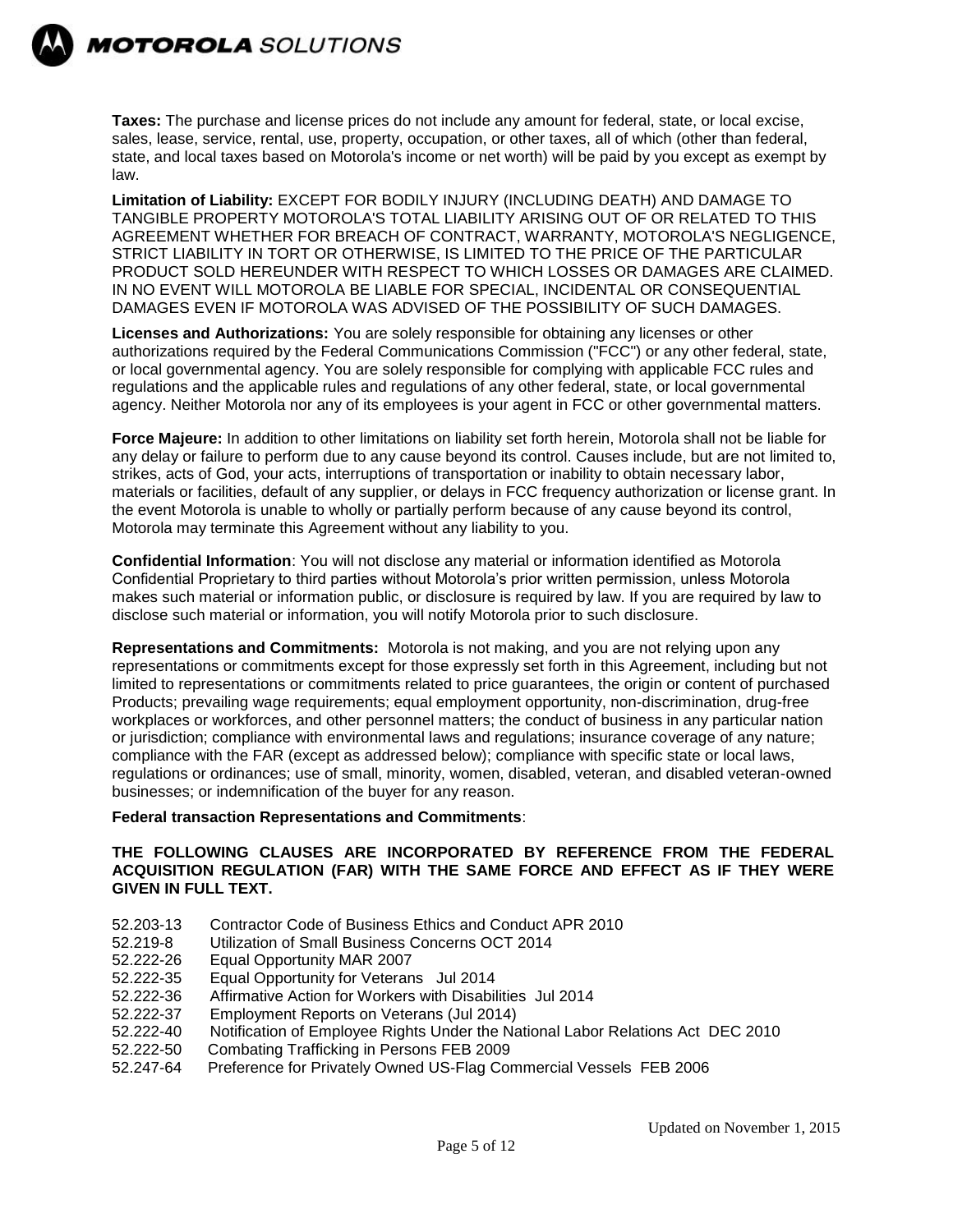**Taxes:** The purchase and license prices do not include any amount for federal, state, or local excise, sales, lease, service, rental, use, property, occupation, or other taxes, all of which (other than federal, state, and local taxes based on Motorola's income or net worth) will be paid by you except as exempt by law.

**Limitation of Liability:** EXCEPT FOR BODILY INJURY (INCLUDING DEATH) AND DAMAGE TO TANGIBLE PROPERTY MOTOROLA'S TOTAL LIABILITY ARISING OUT OF OR RELATED TO THIS AGREEMENT WHETHER FOR BREACH OF CONTRACT, WARRANTY, MOTOROLA'S NEGLIGENCE, STRICT LIABILITY IN TORT OR OTHERWISE, IS LIMITED TO THE PRICE OF THE PARTICULAR PRODUCT SOLD HEREUNDER WITH RESPECT TO WHICH LOSSES OR DAMAGES ARE CLAIMED. IN NO EVENT WILL MOTOROLA BE LIABLE FOR SPECIAL, INCIDENTAL OR CONSEQUENTIAL DAMAGES EVEN IF MOTOROLA WAS ADVISED OF THE POSSIBILITY OF SUCH DAMAGES.

**Licenses and Authorizations:** You are solely responsible for obtaining any licenses or other authorizations required by the Federal Communications Commission ("FCC") or any other federal, state, or local governmental agency. You are solely responsible for complying with applicable FCC rules and regulations and the applicable rules and regulations of any other federal, state, or local governmental agency. Neither Motorola nor any of its employees is your agent in FCC or other governmental matters.

**Force Majeure:** In addition to other limitations on liability set forth herein, Motorola shall not be liable for any delay or failure to perform due to any cause beyond its control. Causes include, but are not limited to, strikes, acts of God, your acts, interruptions of transportation or inability to obtain necessary labor, materials or facilities, default of any supplier, or delays in FCC frequency authorization or license grant. In the event Motorola is unable to wholly or partially perform because of any cause beyond its control, Motorola may terminate this Agreement without any liability to you.

**Confidential Information**: You will not disclose any material or information identified as Motorola Confidential Proprietary to third parties without Motorola's prior written permission, unless Motorola makes such material or information public, or disclosure is required by law. If you are required by law to disclose such material or information, you will notify Motorola prior to such disclosure.

**Representations and Commitments:** Motorola is not making, and you are not relying upon any representations or commitments except for those expressly set forth in this Agreement, including but not limited to representations or commitments related to price guarantees, the origin or content of purchased Products; prevailing wage requirements; equal employment opportunity, non-discrimination, drug-free workplaces or workforces, and other personnel matters; the conduct of business in any particular nation or jurisdiction; compliance with environmental laws and regulations; insurance coverage of any nature; compliance with the FAR (except as addressed below); compliance with specific state or local laws, regulations or ordinances; use of small, minority, women, disabled, veteran, and disabled veteran-owned businesses; or indemnification of the buyer for any reason.

**Federal transaction Representations and Commitments**:

**THE FOLLOWING CLAUSES ARE INCORPORATED BY REFERENCE FROM THE FEDERAL ACQUISITION REGULATION (FAR) WITH THE SAME FORCE AND EFFECT AS IF THEY WERE GIVEN IN FULL TEXT.**

52.203-13 Contractor Code of Business Ethics and Conduct APR 2010
52.219-8 Utilization of Small Business Concerns OCT 2014
52.222-26 Equal Opportunity MAR 2007
52.222-35 Equal Opportunity for Veterans Jul 2014
52.222-36 Affirmative Action for Workers with Disabilities Jul 2014
52.222-37 Employment Reports on Veterans (Jul 2014)
52.222-40 Notification of Employee Rights Under the National Labor Relations Act DEC 2010
52.222-50 Combating Trafficking in Persons FEB 2009
52.247-64 Preference for Privately Owned US-Flag Commercial Vessels FEB 2006

Updated on November 1, 2015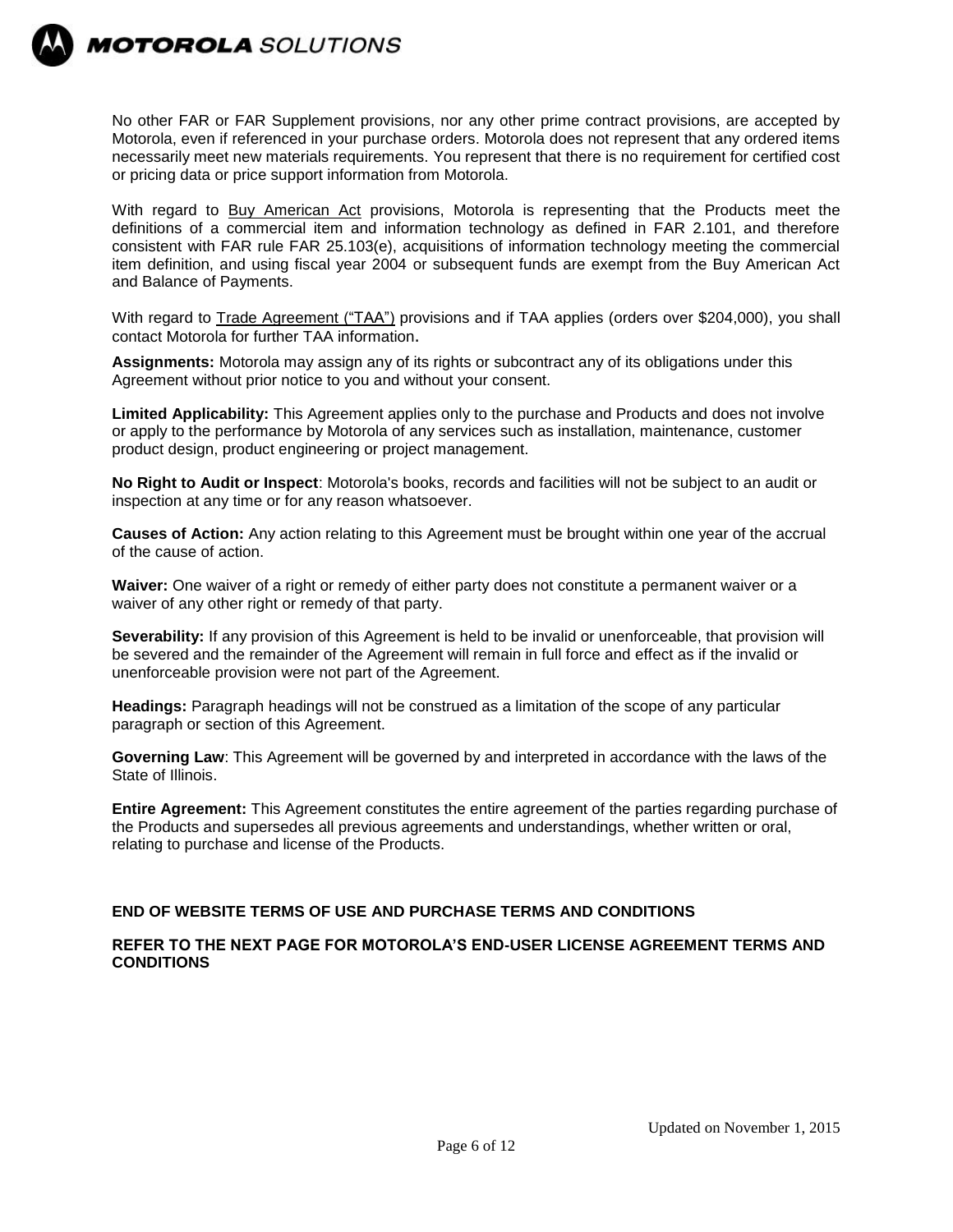No other FAR or FAR Supplement provisions, nor any other prime contract provisions, are accepted by Motorola, even if referenced in your purchase orders. Motorola does not represent that any ordered items necessarily meet new materials requirements. You represent that there is no requirement for certified cost or pricing data or price support information from Motorola.

With regard to Buy American Act provisions, Motorola is representing that the Products meet the definitions of a commercial item and information technology as defined in FAR 2.101, and therefore consistent with FAR rule FAR 25.103(e), acquisitions of information technology meeting the commercial item definition, and using fiscal year 2004 or subsequent funds are exempt from the Buy American Act and Balance of Payments.

With regard to Trade Agreement ("TAA") provisions and if TAA applies (orders over $204,000), you shall contact Motorola for further TAA information.

**Assignments:** Motorola may assign any of its rights or subcontract any of its obligations under this Agreement without prior notice to you and without your consent.

**Limited Applicability:** This Agreement applies only to the purchase and Products and does not involve or apply to the performance by Motorola of any services such as installation, maintenance, customer product design, product engineering or project management.

**No Right to Audit or Inspect**: Motorola's books, records and facilities will not be subject to an audit or inspection at any time or for any reason whatsoever.

**Causes of Action:** Any action relating to this Agreement must be brought within one year of the accrual of the cause of action.

**Waiver:** One waiver of a right or remedy of either party does not constitute a permanent waiver or a waiver of any other right or remedy of that party.

**Severability:** If any provision of this Agreement is held to be invalid or unenforceable, that provision will be severed and the remainder of the Agreement will remain in full force and effect as if the invalid or unenforceable provision were not part of the Agreement.

**Headings:** Paragraph headings will not be construed as a limitation of the scope of any particular paragraph or section of this Agreement.

**Governing Law**: This Agreement will be governed by and interpreted in accordance with the laws of the State of Illinois.

**Entire Agreement:** This Agreement constitutes the entire agreement of the parties regarding purchase of the Products and supersedes all previous agreements and understandings, whether written or oral, relating to purchase and license of the Products.

**END OF WEBSITE TERMS OF USE AND PURCHASE TERMS AND CONDITIONS**

**REFER TO THE NEXT PAGE FOR MOTOROLA'S END-USER LICENSE AGREEMENT TERMS AND CONDITIONS**

Updated on November 1, 2015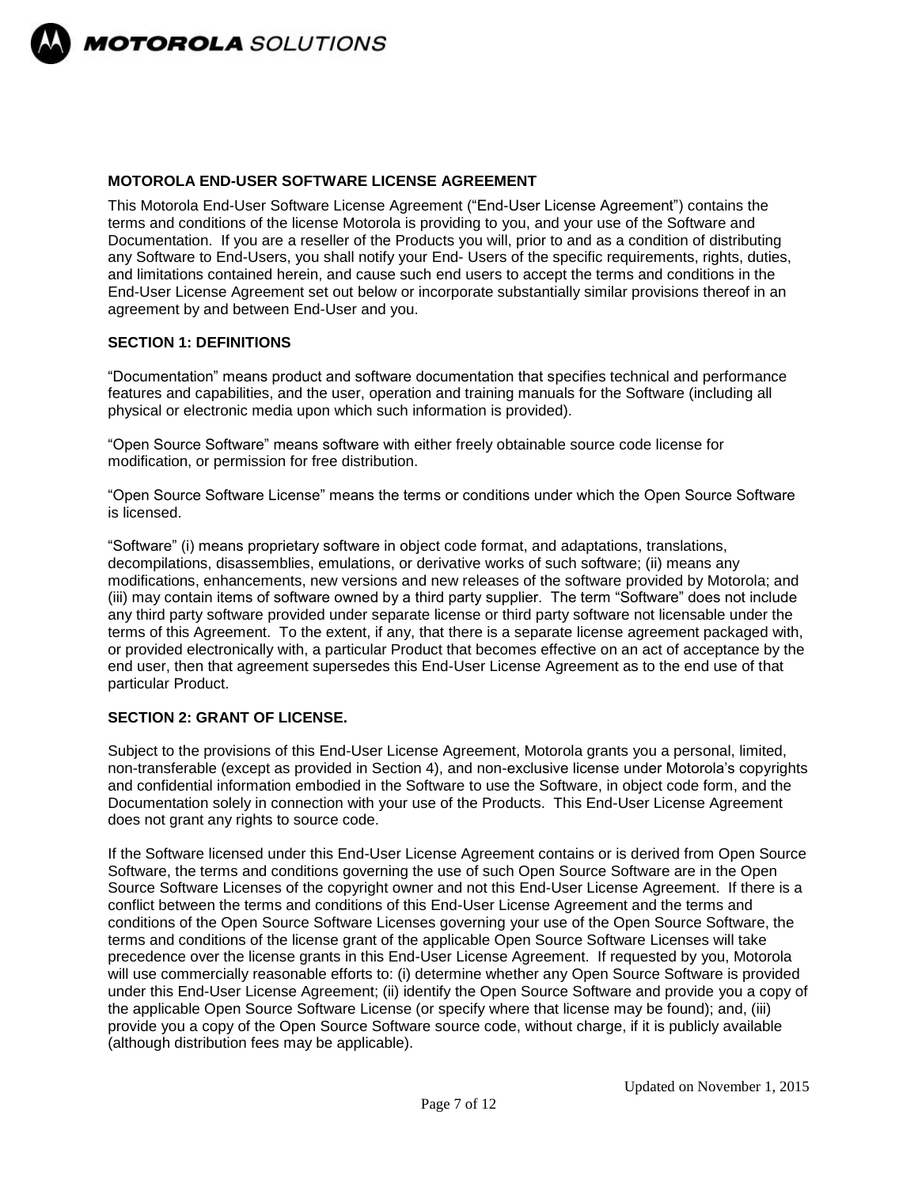## MOTOROLA END-USER SOFTWARE LICENSE AGREEMENT

This Motorola End-User Software License Agreement ("End-User License Agreement") contains the terms and conditions of the license Motorola is providing to you, and your use of the Software and Documentation. If you are a reseller of the Products you will, prior to and as a condition of distributing any Software to End-Users, you shall notify your End- Users of the specific requirements, rights, duties, and limitations contained herein, and cause such end users to accept the terms and conditions in the End-User License Agreement set out below or incorporate substantially similar provisions thereof in an agreement by and between End-User and you.

### SECTION 1: DEFINITIONS

"Documentation" means product and software documentation that specifies technical and performance features and capabilities, and the user, operation and training manuals for the Software (including all physical or electronic media upon which such information is provided).

"Open Source Software" means software with either freely obtainable source code license for modification, or permission for free distribution.

"Open Source Software License" means the terms or conditions under which the Open Source Software is licensed.

"Software" (i) means proprietary software in object code format, and adaptations, translations, decompilations, disassemblies, emulations, or derivative works of such software; (ii) means any modifications, enhancements, new versions and new releases of the software provided by Motorola; and (iii) may contain items of software owned by a third party supplier. The term "Software" does not include any third party software provided under separate license or third party software not licensable under the terms of this Agreement. To the extent, if any, that there is a separate license agreement packaged with, or provided electronically with, a particular Product that becomes effective on an act of acceptance by the end user, then that agreement supersedes this End-User License Agreement as to the end use of that particular Product.

### SECTION 2: GRANT OF LICENSE.

Subject to the provisions of this End-User License Agreement, Motorola grants you a personal, limited, non-transferable (except as provided in Section 4), and non-exclusive license under Motorola's copyrights and confidential information embodied in the Software to use the Software, in object code form, and the Documentation solely in connection with your use of the Products. This End-User License Agreement does not grant any rights to source code.

If the Software licensed under this End-User License Agreement contains or is derived from Open Source Software, the terms and conditions governing the use of such Open Source Software are in the Open Source Software Licenses of the copyright owner and not this End-User License Agreement. If there is a conflict between the terms and conditions of this End-User License Agreement and the terms and conditions of the Open Source Software Licenses governing your use of the Open Source Software, the terms and conditions of the license grant of the applicable Open Source Software Licenses will take precedence over the license grants in this End-User License Agreement. If requested by you, Motorola will use commercially reasonable efforts to: (i) determine whether any Open Source Software is provided under this End-User License Agreement; (ii) identify the Open Source Software and provide you a copy of the applicable Open Source Software License (or specify where that license may be found); and, (iii) provide you a copy of the Open Source Software source code, without charge, if it is publicly available (although distribution fees may be applicable).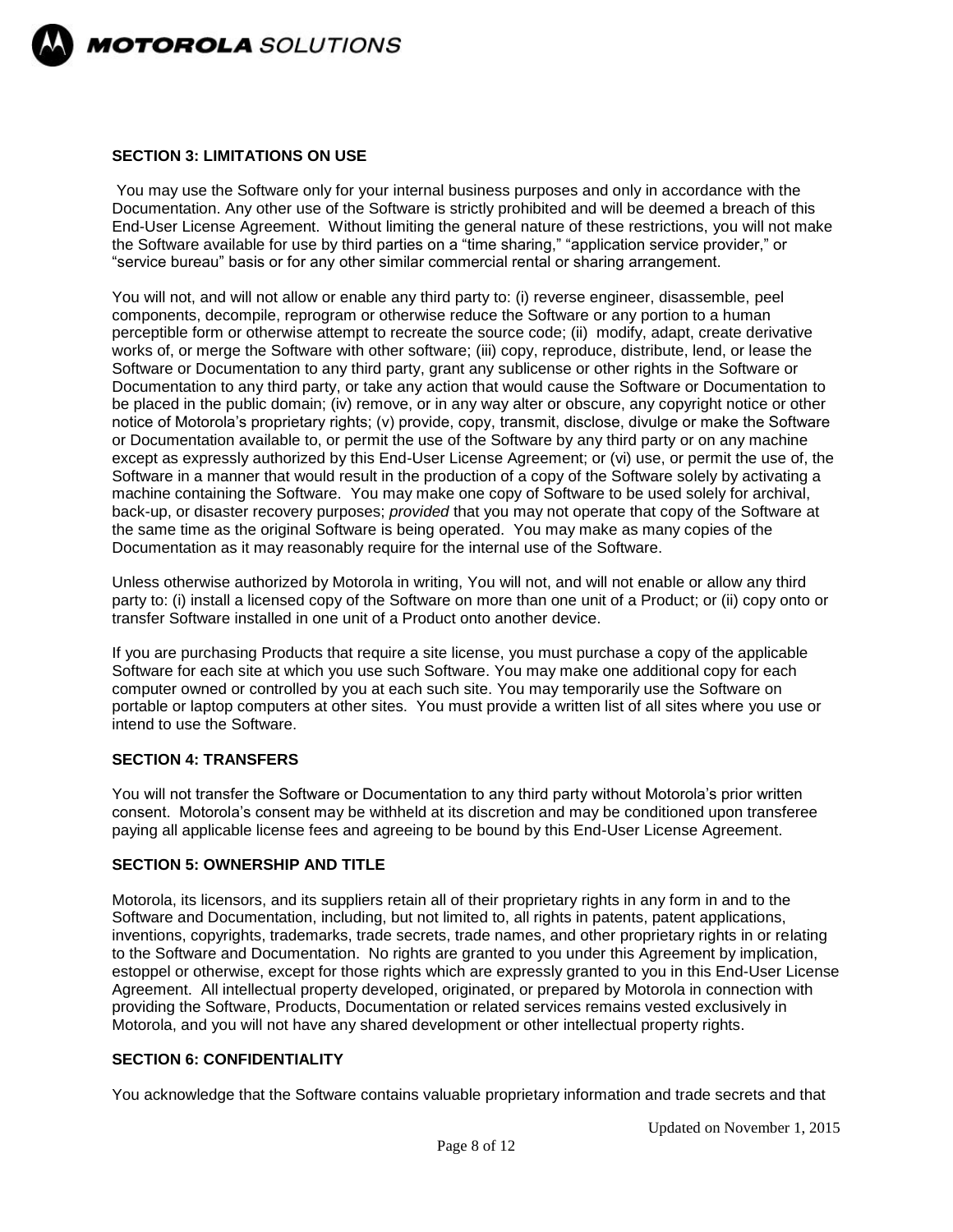### SECTION 3: LIMITATIONS ON USE

You may use the Software only for your internal business purposes and only in accordance with the Documentation. Any other use of the Software is strictly prohibited and will be deemed a breach of this End-User License Agreement. Without limiting the general nature of these restrictions, you will not make the Software available for use by third parties on a "time sharing," "application service provider," or "service bureau" basis or for any other similar commercial rental or sharing arrangement.

You will not, and will not allow or enable any third party to: (i) reverse engineer, disassemble, peel components, decompile, reprogram or otherwise reduce the Software or any portion to a human perceptible form or otherwise attempt to recreate the source code; (ii) modify, adapt, create derivative works of, or merge the Software with other software; (iii) copy, reproduce, distribute, lend, or lease the Software or Documentation to any third party, grant any sublicense or other rights in the Software or Documentation to any third party, or take any action that would cause the Software or Documentation to be placed in the public domain; (iv) remove, or in any way alter or obscure, any copyright notice or other notice of Motorola's proprietary rights; (v) provide, copy, transmit, disclose, divulge or make the Software or Documentation available to, or permit the use of the Software by any third party or on any machine except as expressly authorized by this End-User License Agreement; or (vi) use, or permit the use of, the Software in a manner that would result in the production of a copy of the Software solely by activating a machine containing the Software. You may make one copy of Software to be used solely for archival, back-up, or disaster recovery purposes; *provided* that you may not operate that copy of the Software at the same time as the original Software is being operated. You may make as many copies of the Documentation as it may reasonably require for the internal use of the Software.

Unless otherwise authorized by Motorola in writing, You will not, and will not enable or allow any third party to: (i) install a licensed copy of the Software on more than one unit of a Product; or (ii) copy onto or transfer Software installed in one unit of a Product onto another device.

If you are purchasing Products that require a site license, you must purchase a copy of the applicable Software for each site at which you use such Software. You may make one additional copy for each computer owned or controlled by you at each such site. You may temporarily use the Software on portable or laptop computers at other sites. You must provide a written list of all sites where you use or intend to use the Software.

### SECTION 4: TRANSFERS

You will not transfer the Software or Documentation to any third party without Motorola's prior written consent. Motorola's consent may be withheld at its discretion and may be conditioned upon transferee paying all applicable license fees and agreeing to be bound by this End-User License Agreement.

### SECTION 5: OWNERSHIP AND TITLE

Motorola, its licensors, and its suppliers retain all of their proprietary rights in any form in and to the Software and Documentation, including, but not limited to, all rights in patents, patent applications, inventions, copyrights, trademarks, trade secrets, trade names, and other proprietary rights in or relating to the Software and Documentation. No rights are granted to you under this Agreement by implication, estoppel or otherwise, except for those rights which are expressly granted to you in this End-User License Agreement. All intellectual property developed, originated, or prepared by Motorola in connection with providing the Software, Products, Documentation or related services remains vested exclusively in Motorola, and you will not have any shared development or other intellectual property rights.

### SECTION 6: CONFIDENTIALITY

You acknowledge that the Software contains valuable proprietary information and trade secrets and that

Updated on November 1, 2015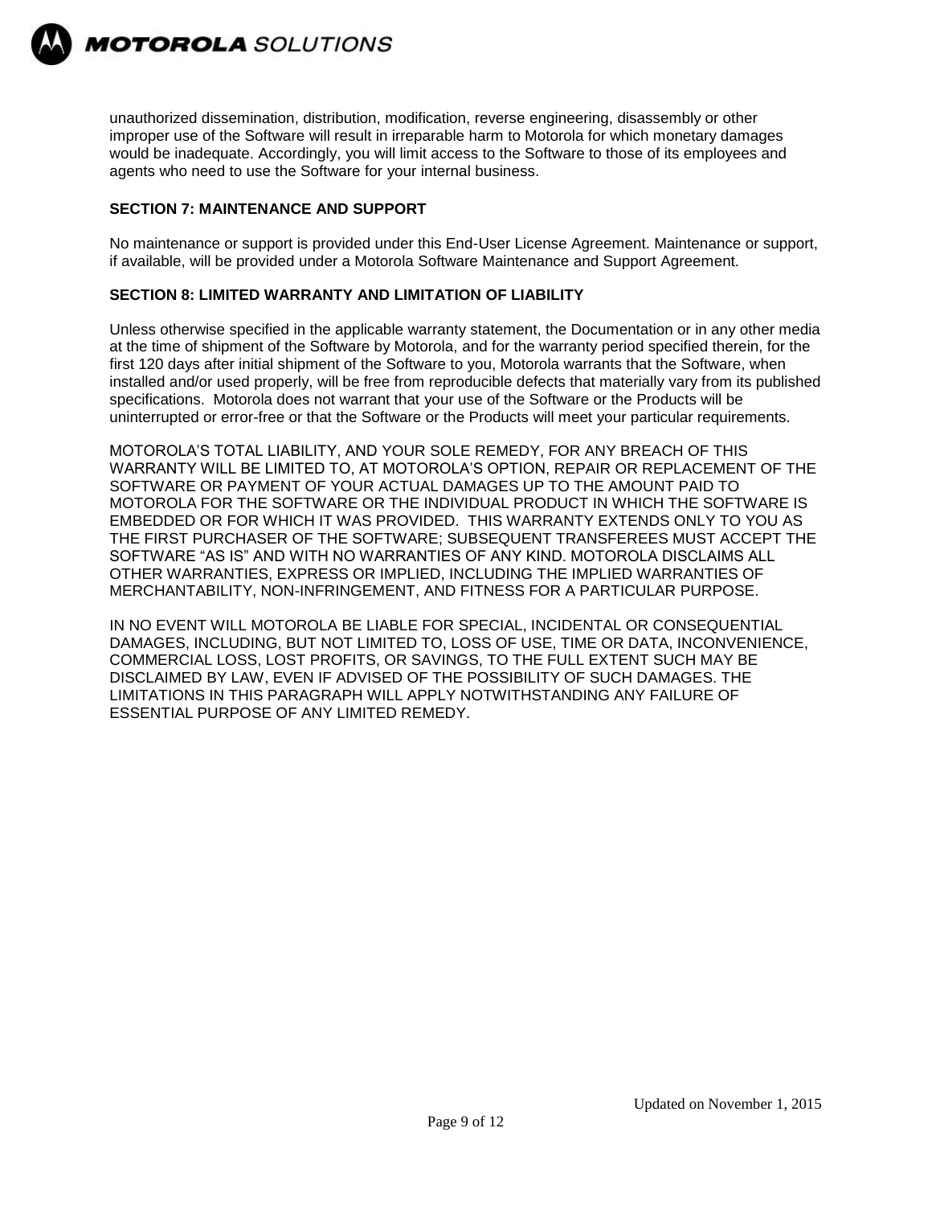unauthorized dissemination, distribution, modification, reverse engineering, disassembly or other improper use of the Software will result in irreparable harm to Motorola for which monetary damages would be inadequate. Accordingly, you will limit access to the Software to those of its employees and agents who need to use the Software for your internal business.

### SECTION 7: MAINTENANCE AND SUPPORT

No maintenance or support is provided under this End-User License Agreement. Maintenance or support, if available, will be provided under a Motorola Software Maintenance and Support Agreement.

### SECTION 8: LIMITED WARRANTY AND LIMITATION OF LIABILITY

Unless otherwise specified in the applicable warranty statement, the Documentation or in any other media at the time of shipment of the Software by Motorola, and for the warranty period specified therein, for the first 120 days after initial shipment of the Software to you, Motorola warrants that the Software, when installed and/or used properly, will be free from reproducible defects that materially vary from its published specifications. Motorola does not warrant that your use of the Software or the Products will be uninterrupted or error-free or that the Software or the Products will meet your particular requirements.

MOTOROLA'S TOTAL LIABILITY, AND YOUR SOLE REMEDY, FOR ANY BREACH OF THIS WARRANTY WILL BE LIMITED TO, AT MOTOROLA'S OPTION, REPAIR OR REPLACEMENT OF THE SOFTWARE OR PAYMENT OF YOUR ACTUAL DAMAGES UP TO THE AMOUNT PAID TO MOTOROLA FOR THE SOFTWARE OR THE INDIVIDUAL PRODUCT IN WHICH THE SOFTWARE IS EMBEDDED OR FOR WHICH IT WAS PROVIDED. THIS WARRANTY EXTENDS ONLY TO YOU AS THE FIRST PURCHASER OF THE SOFTWARE; SUBSEQUENT TRANSFEREES MUST ACCEPT THE SOFTWARE "AS IS" AND WITH NO WARRANTIES OF ANY KIND. MOTOROLA DISCLAIMS ALL OTHER WARRANTIES, EXPRESS OR IMPLIED, INCLUDING THE IMPLIED WARRANTIES OF MERCHANTABILITY, NON-INFRINGEMENT, AND FITNESS FOR A PARTICULAR PURPOSE.

IN NO EVENT WILL MOTOROLA BE LIABLE FOR SPECIAL, INCIDENTAL OR CONSEQUENTIAL DAMAGES, INCLUDING, BUT NOT LIMITED TO, LOSS OF USE, TIME OR DATA, INCONVENIENCE, COMMERCIAL LOSS, LOST PROFITS, OR SAVINGS, TO THE FULL EXTENT SUCH MAY BE DISCLAIMED BY LAW, EVEN IF ADVISED OF THE POSSIBILITY OF SUCH DAMAGES. THE LIMITATIONS IN THIS PARAGRAPH WILL APPLY NOTWITHSTANDING ANY FAILURE OF ESSENTIAL PURPOSE OF ANY LIMITED REMEDY.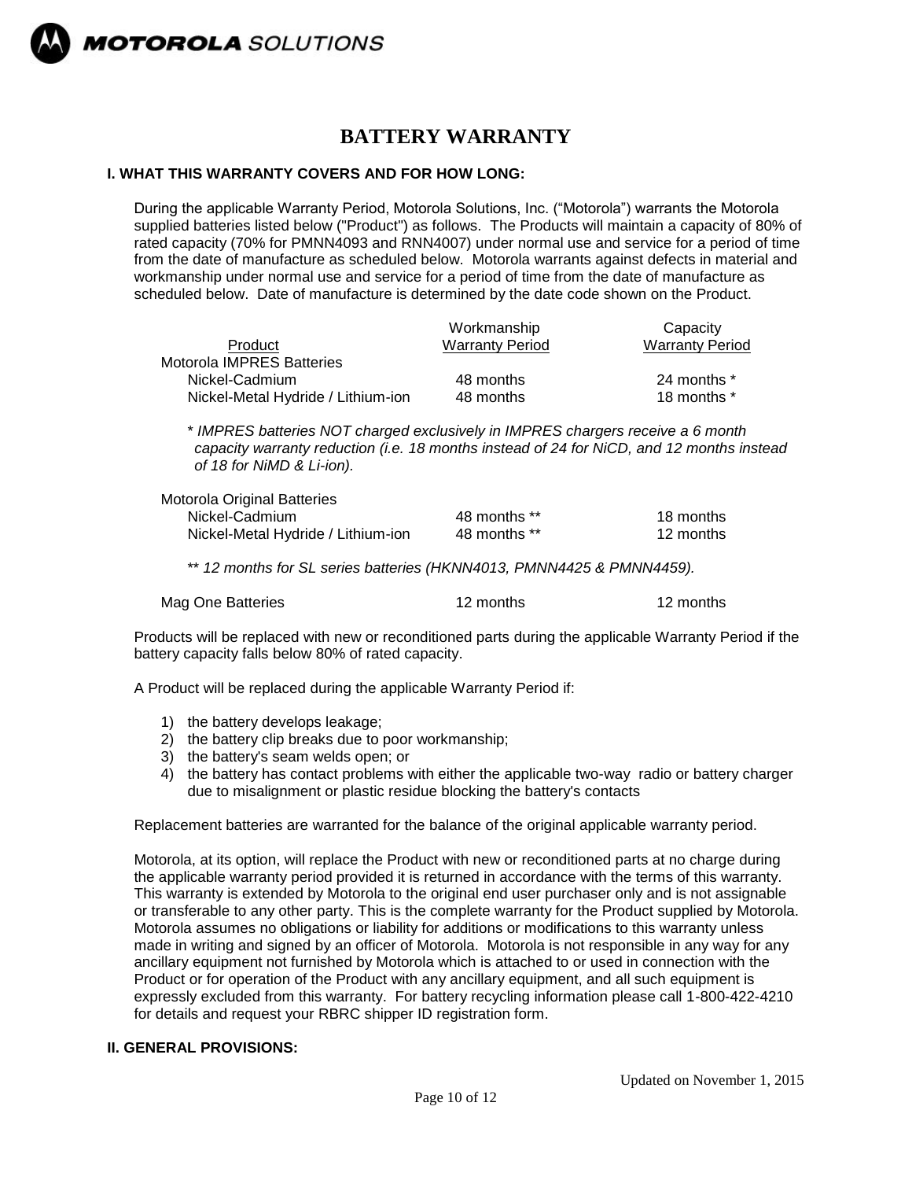MOTOROLA SOLUTIONS

# BATTERY WARRANTY

## I. WHAT THIS WARRANTY COVERS AND FOR HOW LONG:

During the applicable Warranty Period, Motorola Solutions, Inc. ("Motorola") warrants the Motorola supplied batteries listed below ("Product") as follows. The Products will maintain a capacity of 80% of rated capacity (70% for PMNN4093 and RNN4007) under normal use and service for a period of time from the date of manufacture as scheduled below. Motorola warrants against defects in material and workmanship under normal use and service for a period of time from the date of manufacture as scheduled below. Date of manufacture is determined by the date code shown on the Product.

| Product | Workmanship Warranty Period | Capacity Warranty Period |
|---|---|---|
| Motorola IMPRES Batteries | | |
| Nickel-Cadmium | 48 months | 24 months * |
| Nickel-Metal Hydride / Lithium-ion | 48 months | 18 months * |

*\* IMPRES batteries NOT charged exclusively in IMPRES chargers receive a 6 month capacity warranty reduction (i.e. 18 months instead of 24 for NiCD, and 12 months instead of 18 for NiMD & Li-ion).*

| Product | Workmanship Warranty Period | Capacity Warranty Period |
|---|---|---|
| Motorola Original Batteries | | |
| Nickel-Cadmium | 48 months ** | 18 months |
| Nickel-Metal Hydride / Lithium-ion | 48 months ** | 12 months |

*\*\* 12 months for SL series batteries (HKNN4013, PMNN4425 & PMNN4459).*

| Product | Workmanship Warranty Period | Capacity Warranty Period |
|---|---|---|
| Mag One Batteries | 12 months | 12 months |

Products will be replaced with new or reconditioned parts during the applicable Warranty Period if the battery capacity falls below 80% of rated capacity.

A Product will be replaced during the applicable Warranty Period if:

1) the battery develops leakage;
2) the battery clip breaks due to poor workmanship;
3) the battery's seam welds open; or
4) the battery has contact problems with either the applicable two-way radio or battery charger due to misalignment or plastic residue blocking the battery's contacts

Replacement batteries are warranted for the balance of the original applicable warranty period.

Motorola, at its option, will replace the Product with new or reconditioned parts at no charge during the applicable warranty period provided it is returned in accordance with the terms of this warranty. This warranty is extended by Motorola to the original end user purchaser only and is not assignable or transferable to any other party. This is the complete warranty for the Product supplied by Motorola. Motorola assumes no obligations or liability for additions or modifications to this warranty unless made in writing and signed by an officer of Motorola. Motorola is not responsible in any way for any ancillary equipment not furnished by Motorola which is attached to or used in connection with the Product or for operation of the Product with any ancillary equipment, and all such equipment is expressly excluded from this warranty. For battery recycling information please call 1-800-422-4210 for details and request your RBRC shipper ID registration form.

## II. GENERAL PROVISIONS:

Updated on November 1, 2015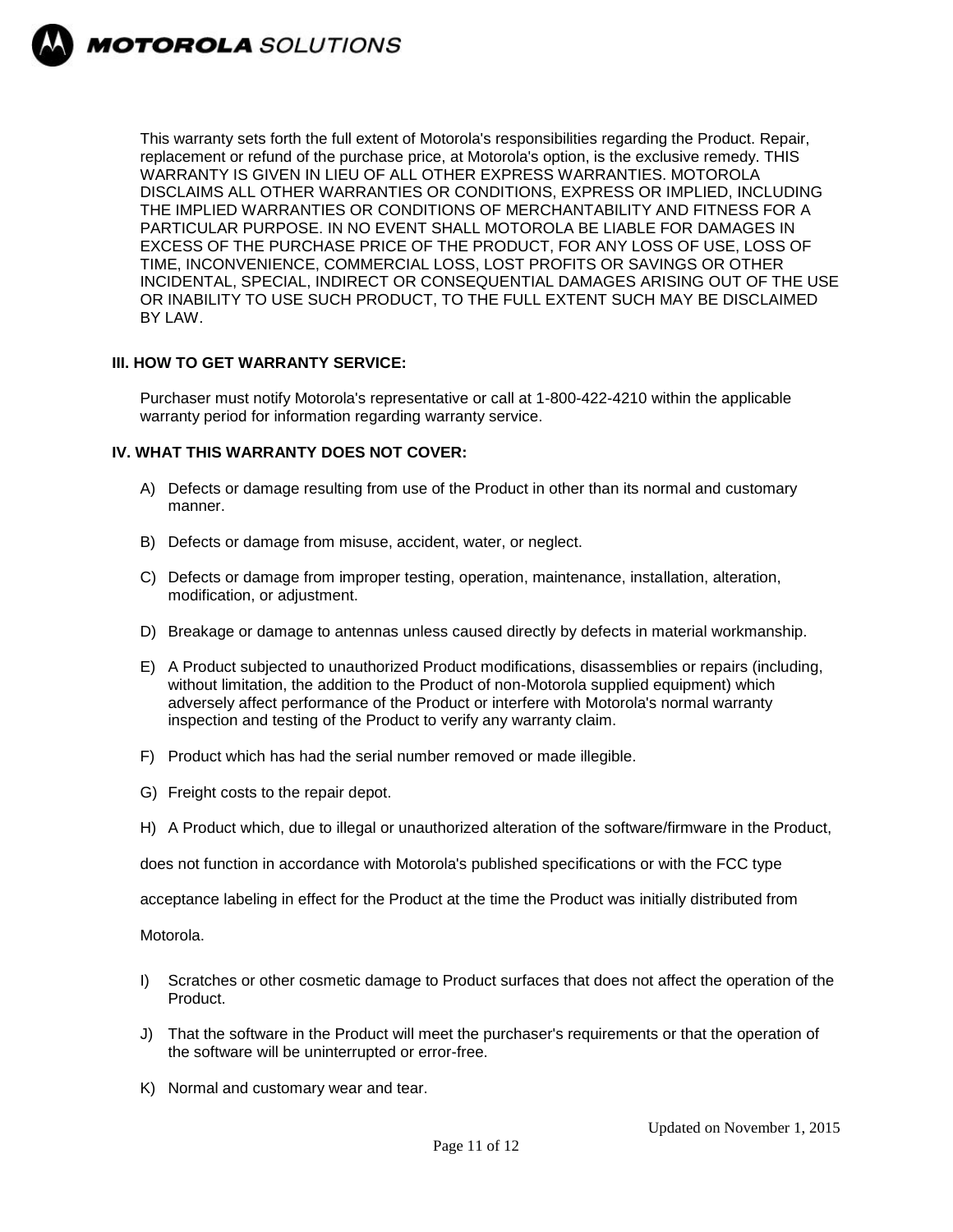This warranty sets forth the full extent of Motorola's responsibilities regarding the Product. Repair, replacement or refund of the purchase price, at Motorola's option, is the exclusive remedy. THIS WARRANTY IS GIVEN IN LIEU OF ALL OTHER EXPRESS WARRANTIES. MOTOROLA DISCLAIMS ALL OTHER WARRANTIES OR CONDITIONS, EXPRESS OR IMPLIED, INCLUDING THE IMPLIED WARRANTIES OR CONDITIONS OF MERCHANTABILITY AND FITNESS FOR A PARTICULAR PURPOSE. IN NO EVENT SHALL MOTOROLA BE LIABLE FOR DAMAGES IN EXCESS OF THE PURCHASE PRICE OF THE PRODUCT, FOR ANY LOSS OF USE, LOSS OF TIME, INCONVENIENCE, COMMERCIAL LOSS, LOST PROFITS OR SAVINGS OR OTHER INCIDENTAL, SPECIAL, INDIRECT OR CONSEQUENTIAL DAMAGES ARISING OUT OF THE USE OR INABILITY TO USE SUCH PRODUCT, TO THE FULL EXTENT SUCH MAY BE DISCLAIMED BY LAW.

**III. HOW TO GET WARRANTY SERVICE:**

Purchaser must notify Motorola's representative or call at 1-800-422-4210 within the applicable warranty period for information regarding warranty service.

**IV. WHAT THIS WARRANTY DOES NOT COVER:**

A) Defects or damage resulting from use of the Product in other than its normal and customary manner.

B) Defects or damage from misuse, accident, water, or neglect.

C) Defects or damage from improper testing, operation, maintenance, installation, alteration, modification, or adjustment.

D) Breakage or damage to antennas unless caused directly by defects in material workmanship.

E) A Product subjected to unauthorized Product modifications, disassemblies or repairs (including, without limitation, the addition to the Product of non-Motorola supplied equipment) which adversely affect performance of the Product or interfere with Motorola's normal warranty inspection and testing of the Product to verify any warranty claim.

F) Product which has had the serial number removed or made illegible.

G) Freight costs to the repair depot.

H) A Product which, due to illegal or unauthorized alteration of the software/firmware in the Product, does not function in accordance with Motorola's published specifications or with the FCC type acceptance labeling in effect for the Product at the time the Product was initially distributed from Motorola.

I) Scratches or other cosmetic damage to Product surfaces that does not affect the operation of the Product.

J) That the software in the Product will meet the purchaser's requirements or that the operation of the software will be uninterrupted or error-free.

K) Normal and customary wear and tear.

Updated on November 1, 2015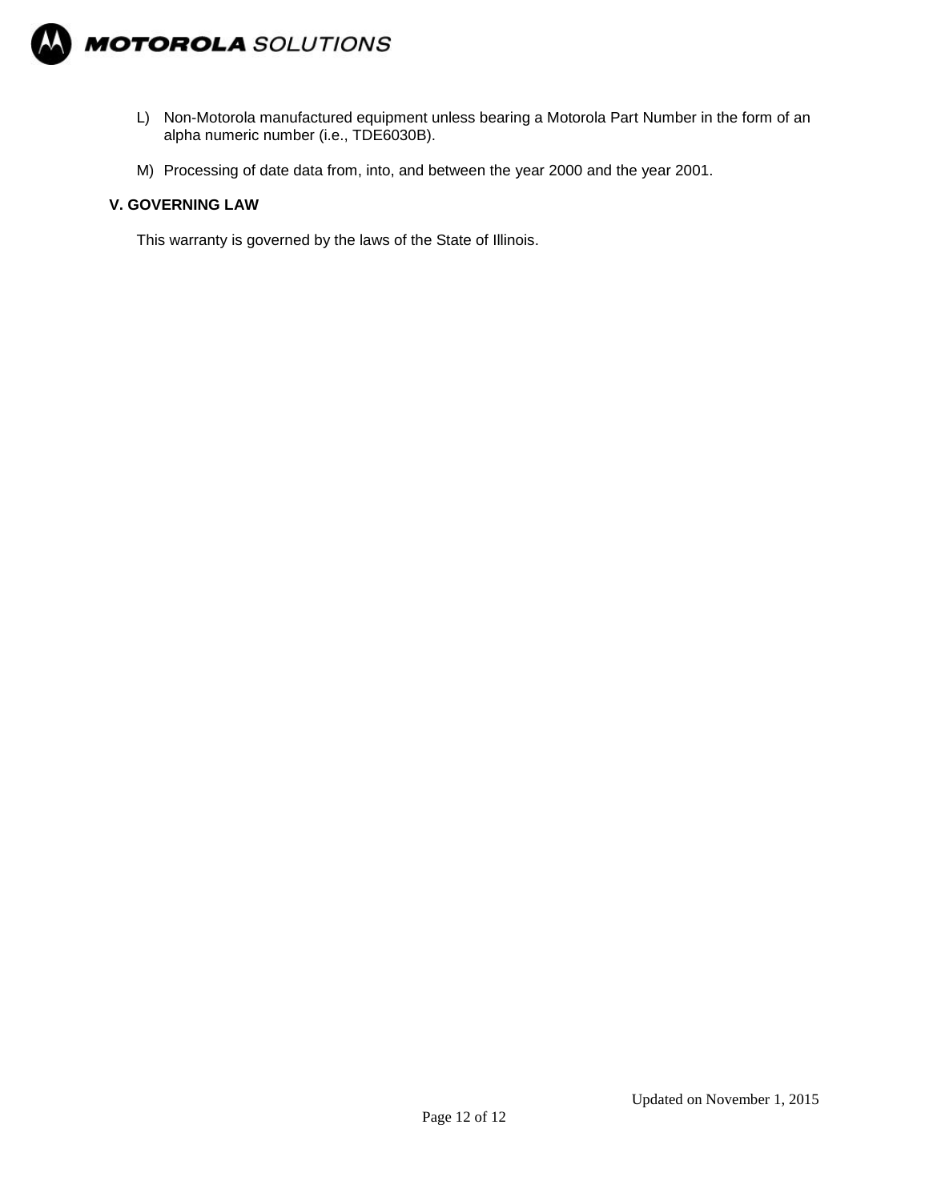L) Non-Motorola manufactured equipment unless bearing a Motorola Part Number in the form of an alpha numeric number (i.e., TDE6030B).

M) Processing of date data from, into, and between the year 2000 and the year 2001.

## V. GOVERNING LAW

This warranty is governed by the laws of the State of Illinois.

Updated on November 1, 2015